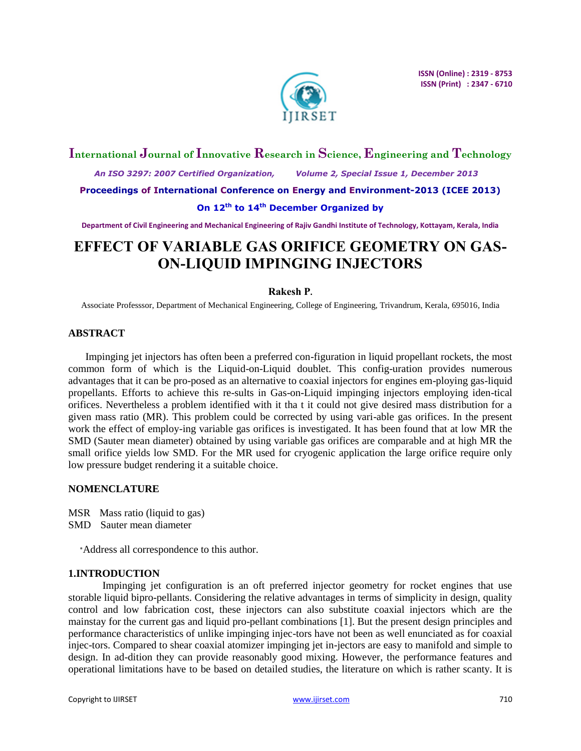# EFFECT OF VARIABLE GAS ORIFICE GEOMETRY ON GAS-ON-LIQUID IMPINGING INJECTORS

**Rakesh P.**

Associate Professsor, Department of Mechanical Engineering, College of Engineering, Trivandrum, Kerala, 695016, India

## ABSTRACT

Impinging jet injectors has often been a preferred con-figuration in liquid propellant rockets, the most common form of which is the Liquid-on-Liquid doublet. This config-uration provides numerous advantages that it can be pro-posed as an alternative to coaxial injectors for engines em-ploying gas-liquid propellants. Efforts to achieve this re-sults in Gas-on-Liquid impinging injectors employing iden-tical orifices. Nevertheless a problem identified with it tha t it could not give desired mass distribution for a given mass ratio (MR). This problem could be corrected by using vari-able gas orifices. In the present work the effect of employ-ing variable gas orifices is investigated. It has been found that at low MR the SMD (Sauter mean diameter) obtained by using variable gas orifices are comparable and at high MR the small orifice yields low SMD. For the MR used for cryogenic application the large orifice require only low pressure budget rendering it a suitable choice.

## NOMENCLATURE

MSR Mass ratio (liquid to gas)

SMD Sauter mean diameter

*Address all correspondence to this author.

## 1.INTRODUCTION

Impinging jet configuration is an oft preferred injector geometry for rocket engines that use storable liquid bipro-pellants. Considering the relative advantages in terms of simplicity in design, quality control and low fabrication cost, these injectors can also substitute coaxial injectors which are the mainstay for the current gas and liquid pro-pellant combinations [1]. But the present design principles and performance characteristics of unlike impinging injec-tors have not been as well enunciated as for coaxial injec-tors. Compared to shear coaxial atomizer impinging jet in-jectors are easy to manifold and simple to design. In ad-dition they can provide reasonably good mixing. However, the performance features and operational limitations have to be based on detailed studies, the literature on which is rather scanty. It is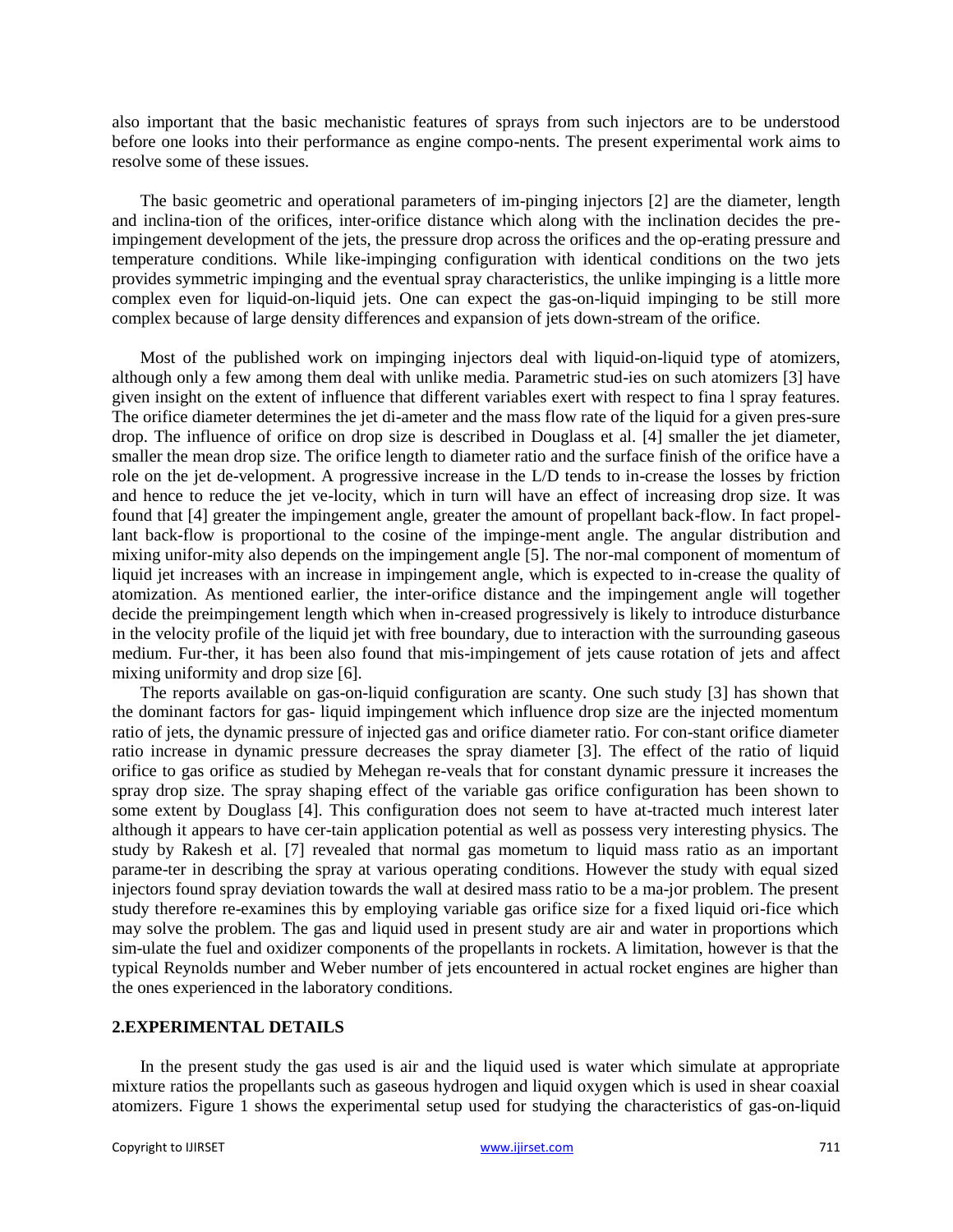also important that the basic mechanistic features of sprays from such injectors are to be understood before one looks into their performance as engine compo-nents. The present experimental work aims to resolve some of these issues.

The basic geometric and operational parameters of im-pinging injectors [2] are the diameter, length and inclina-tion of the orifices, inter-orifice distance which along with the inclination decides the pre-impingement development of the jets, the pressure drop across the orifices and the op-erating pressure and temperature conditions. While like-impinging configuration with identical conditions on the two jets provides symmetric impinging and the eventual spray characteristics, the unlike impinging is a little more complex even for liquid-on-liquid jets. One can expect the gas-on-liquid impinging to be still more complex because of large density differences and expansion of jets down-stream of the orifice.

Most of the published work on impinging injectors deal with liquid-on-liquid type of atomizers, although only a few among them deal with unlike media. Parametric stud-ies on such atomizers [3] have given insight on the extent of influence that different variables exert with respect to fina l spray features. The orifice diameter determines the jet di-ameter and the mass flow rate of the liquid for a given pres-sure drop. The influence of orifice on drop size is described in Douglass et al. [4] smaller the jet diameter, smaller the mean drop size. The orifice length to diameter ratio and the surface finish of the orifice have a role on the jet de-velopment. A progressive increase in the L/D tends to in-crease the losses by friction and hence to reduce the jet ve-locity, which in turn will have an effect of increasing drop size. It was found that [4] greater the impingement angle, greater the amount of propellant back-flow. In fact propel-lant back-flow is proportional to the cosine of the impinge-ment angle. The angular distribution and mixing unifor-mity also depends on the impingement angle [5]. The nor-mal component of momentum of liquid jet increases with an increase in impingement angle, which is expected to in-crease the quality of atomization. As mentioned earlier, the inter-orifice distance and the impingement angle will together decide the preimpingement length which when in-creased progressively is likely to introduce disturbance in the velocity profile of the liquid jet with free boundary, due to interaction with the surrounding gaseous medium. Fur-ther, it has been also found that mis-impingement of jets cause rotation of jets and affect mixing uniformity and drop size [6].

The reports available on gas-on-liquid configuration are scanty. One such study [3] has shown that the dominant factors for gas- liquid impingement which influence drop size are the injected momentum ratio of jets, the dynamic pressure of injected gas and orifice diameter ratio. For con-stant orifice diameter ratio increase in dynamic pressure decreases the spray diameter [3]. The effect of the ratio of liquid orifice to gas orifice as studied by Mehegan re-veals that for constant dynamic pressure it increases the spray drop size. The spray shaping effect of the variable gas orifice configuration has been shown to some extent by Douglass [4]. This configuration does not seem to have at-tracted much interest later although it appears to have cer-tain application potential as well as possess very interesting physics. The study by Rakesh et al. [7] revealed that normal gas mometum to liquid mass ratio as an important parame-ter in describing the spray at various operating conditions. However the study with equal sized injectors found spray deviation towards the wall at desired mass ratio to be a ma-jor problem. The present study therefore re-examines this by employing variable gas orifice size for a fixed liquid ori-fice which may solve the problem. The gas and liquid used in present study are air and water in proportions which sim-ulate the fuel and oxidizer components of the propellants in rockets. A limitation, however is that the typical Reynolds number and Weber number of jets encountered in actual rocket engines are higher than the ones experienced in the laboratory conditions.

## 2.EXPERIMENTAL DETAILS

In the present study the gas used is air and the liquid used is water which simulate at appropriate mixture ratios the propellants such as gaseous hydrogen and liquid oxygen which is used in shear coaxial atomizers. Figure 1 shows the experimental setup used for studying the characteristics of gas-on-liquid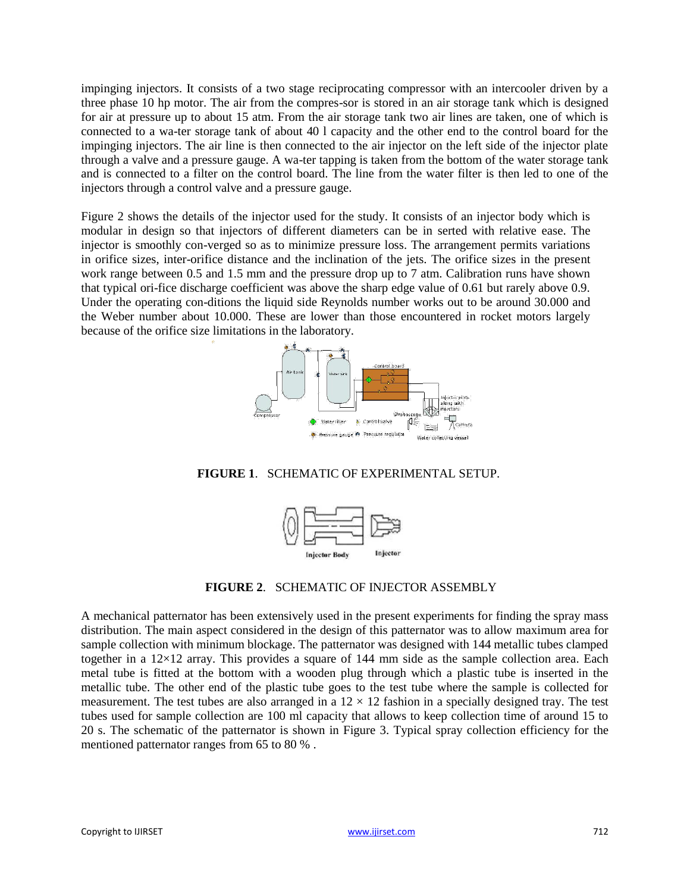impinging injectors. It consists of a two stage reciprocating compressor with an intercooler driven by a three phase 10 hp motor. The air from the compres-sor is stored in an air storage tank which is designed for air at pressure up to about 15 atm. From the air storage tank two air lines are taken, one of which is connected to a wa-ter storage tank of about 40 l capacity and the other end to the control board for the impinging injectors. The air line is then connected to the air injector on the left side of the injector plate through a valve and a pressure gauge. A wa-ter tapping is taken from the bottom of the water storage tank and is connected to a filter on the control board. The line from the water filter is then led to one of the injectors through a control valve and a pressure gauge.

Figure 2 shows the details of the injector used for the study. It consists of an injector body which is modular in design so that injectors of different diameters can be in serted with relative ease. The injector is smoothly con-verged so as to minimize pressure loss. The arrangement permits variations in orifice sizes, inter-orifice distance and the inclination of the jets. The orifice sizes in the present work range between 0.5 and 1.5 mm and the pressure drop up to 7 atm. Calibration runs have shown that typical ori-fice discharge coefficient was above the sharp edge value of 0.61 but rarely above 0.9. Under the operating con-ditions the liquid side Reynolds number works out to be around 30.000 and the Weber number about 10.000. These are lower than those encountered in rocket motors largely because of the orifice size limitations in the laboratory.

**FIGURE 1**. SCHEMATIC OF EXPERIMENTAL SETUP.

**FIGURE 2**. SCHEMATIC OF INJECTOR ASSEMBLY

A mechanical patternator has been extensively used in the present experiments for finding the spray mass distribution. The main aspect considered in the design of this patternator was to allow maximum area for sample collection with minimum blockage. The patternator was designed with 144 metallic tubes clamped together in a 12×12 array. This provides a square of 144 mm side as the sample collection area. Each metal tube is fitted at the bottom with a wooden plug through which a plastic tube is inserted in the metallic tube. The other end of the plastic tube goes to the test tube where the sample is collected for measurement. The test tubes are also arranged in a 12 × 12 fashion in a specially designed tray. The test tubes used for sample collection are 100 ml capacity that allows to keep collection time of around 15 to 20 s. The schematic of the patternator is shown in Figure 3. Typical spray collection efficiency for the mentioned patternator ranges from 65 to 80 % .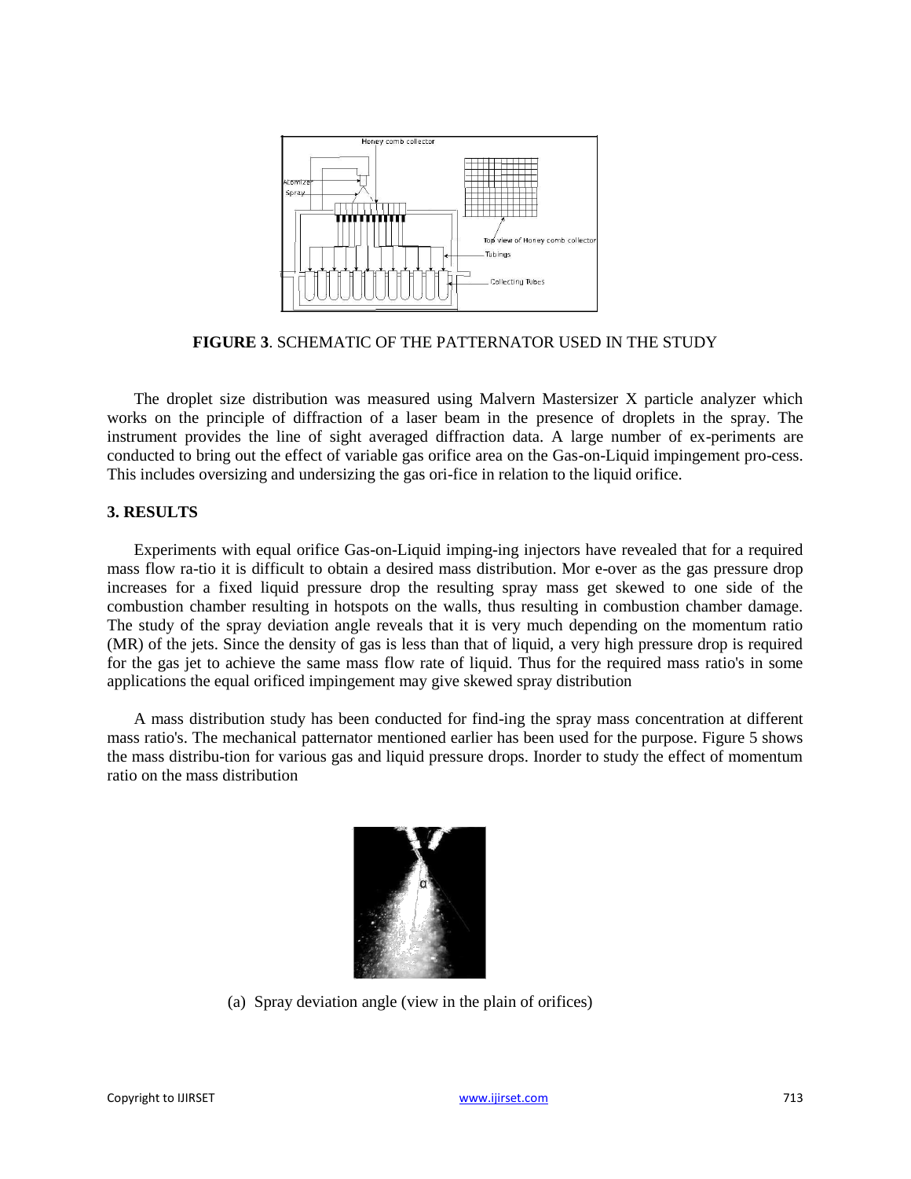FIGURE 3. SCHEMATIC OF THE PATTERNATOR USED IN THE STUDY

The droplet size distribution was measured using Malvern Mastersizer X particle analyzer which works on the principle of diffraction of a laser beam in the presence of droplets in the spray. The instrument provides the line of sight averaged diffraction data. A large number of ex-periments are conducted to bring out the effect of variable gas orifice area on the Gas-on-Liquid impingement pro-cess. This includes oversizing and undersizing the gas ori-fice in relation to the liquid orifice.

## 3. RESULTS

Experiments with equal orifice Gas-on-Liquid imping-ing injectors have revealed that for a required mass flow ra-tio it is difficult to obtain a desired mass distribution. Mor e-over as the gas pressure drop increases for a fixed liquid pressure drop the resulting spray mass get skewed to one side of the combustion chamber resulting in hotspots on the walls, thus resulting in combustion chamber damage. The study of the spray deviation angle reveals that it is very much depending on the momentum ratio (MR) of the jets. Since the density of gas is less than that of liquid, a very high pressure drop is required for the gas jet to achieve the same mass flow rate of liquid. Thus for the required mass ratio's in some applications the equal orificed impingement may give skewed spray distribution

A mass distribution study has been conducted for find-ing the spray mass concentration at different mass ratio's. The mechanical patternator mentioned earlier has been used for the purpose. Figure 5 shows the mass distribu-tion for various gas and liquid pressure drops. Inorder to study the effect of momentum ratio on the mass distribution

(a) Spray deviation angle (view in the plain of orifices)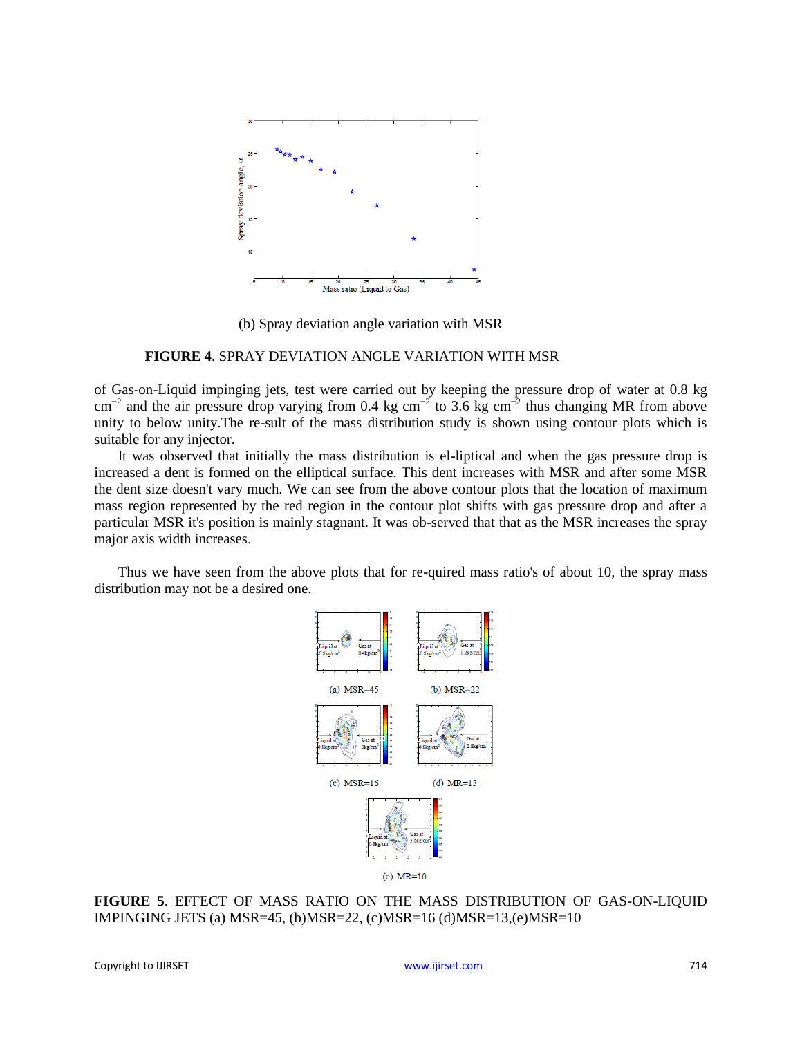(b) Spray deviation angle variation with MSR

**FIGURE 4**. SPRAY DEVIATION ANGLE VARIATION WITH MSR

of Gas-on-Liquid impinging jets, test were carried out by keeping the pressure drop of water at 0.8 kg $cm^{-2}$ and the air pressure drop varying from 0.4 kg $cm^{-2}$ to 3.6 kg $cm^{-2}$ thus changing MR from above unity to below unity.The re-sult of the mass distribution study is shown using contour plots which is suitable for any injector.

It was observed that initially the mass distribution is el-liptical and when the gas pressure drop is increased a dent is formed on the elliptical surface. This dent increases with MSR and after some MSR the dent size doesn't vary much. We can see from the above contour plots that the location of maximum mass region represented by the red region in the contour plot shifts with gas pressure drop and after a particular MSR it's position is mainly stagnant. It was ob-served that that as the MSR increases the spray major axis width increases.

Thus we have seen from the above plots that for re-quired mass ratio's of about 10, the spray mass distribution may not be a desired one.

(a) MSR=45 (b) MSR=22

(c) MSR=16 (d) MR=13

(e) MR=10

**FIGURE 5**. EFFECT OF MASS RATIO ON THE MASS DISTRIBUTION OF GAS-ON-LIQUID IMPINGING JETS (a) MSR=45, (b)MSR=22, (c)MSR=16 (d)MSR=13,(e)MSR=10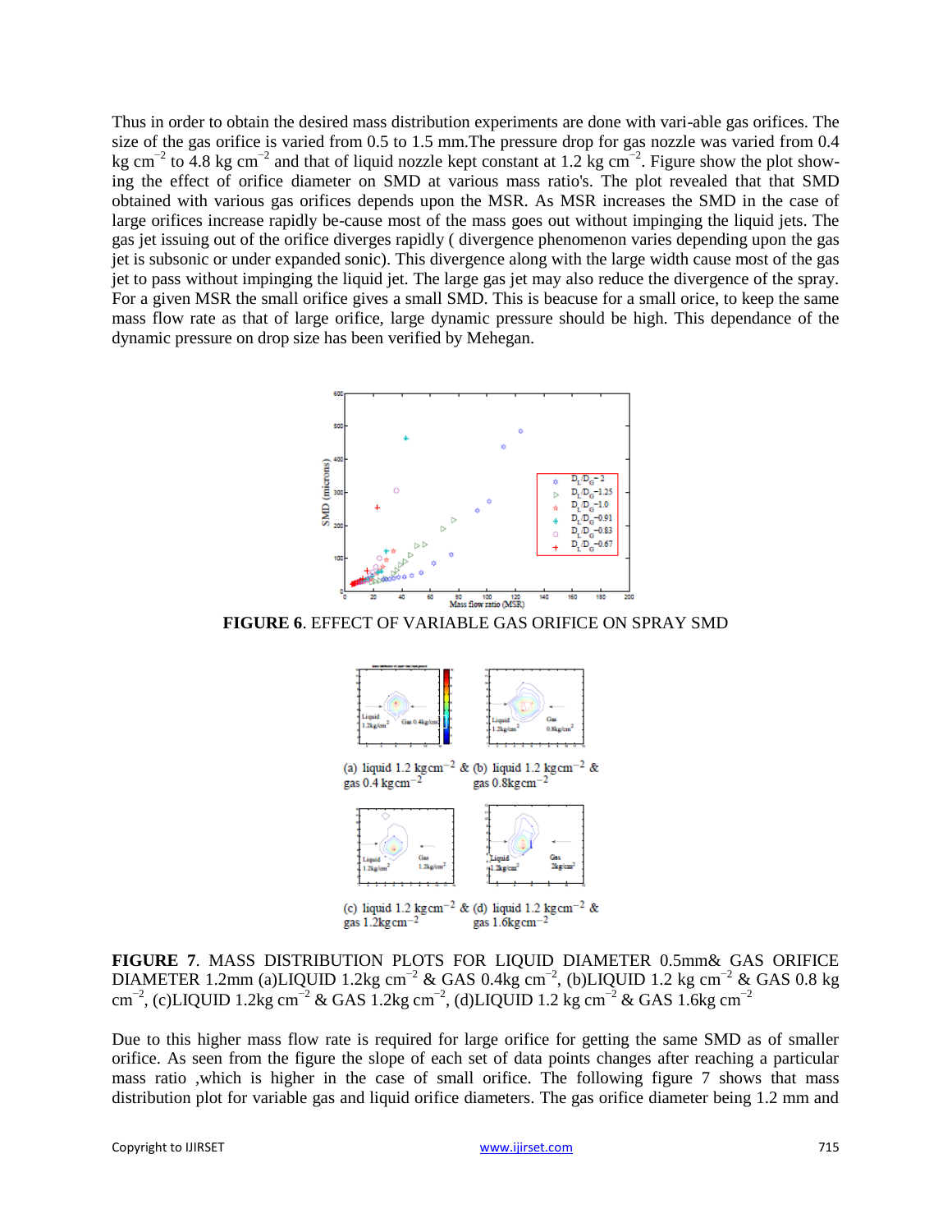Thus in order to obtain the desired mass distribution experiments are done with vari-able gas orifices. The size of the gas orifice is varied from 0.5 to 1.5 mm.The pressure drop for gas nozzle was varied from 0.4 kg cm$^{-2}$ to 4.8 kg cm$^{-2}$ and that of liquid nozzle kept constant at 1.2 kg cm$^{-2}$. Figure show the plot show-ing the effect of orifice diameter on SMD at various mass ratio's. The plot revealed that that SMD obtained with various gas orifices depends upon the MSR. As MSR increases the SMD in the case of large orifices increase rapidly be-cause most of the mass goes out without impinging the liquid jets. The gas jet issuing out of the orifice diverges rapidly ( divergence phenomenon varies depending upon the gas jet is subsonic or under expanded sonic). This divergence along with the large width cause most of the gas jet to pass without impinging the liquid jet. The large gas jet may also reduce the divergence of the spray. For a given MSR the small orifice gives a small SMD. This is beacuse for a small orice, to keep the same mass flow rate as that of large orifice, large dynamic pressure should be high. This dependance of the dynamic pressure on drop size has been verified by Mehegan.

**FIGURE 6**. EFFECT OF VARIABLE GAS ORIFICE ON SPRAY SMD

(a) liquid 1.2 kgcm$^{-2}$ & gas 0.4 kgcm$^{-2}$ (b) liquid 1.2 kgcm$^{-2}$ & gas 0.8kgcm$^{-2}$

(c) liquid 1.2 kgcm$^{-2}$ & gas 1.2kgcm$^{-2}$ (d) liquid 1.2 kgcm$^{-2}$ & gas 1.6kgcm$^{-2}$

**FIGURE 7**. MASS DISTRIBUTION PLOTS FOR LIQUID DIAMETER 0.5mm& GAS ORIFICE DIAMETER 1.2mm (a)LIQUID 1.2kg cm$^{-2}$ & GAS 0.4kg cm$^{-2}$, (b)LIQUID 1.2 kg cm$^{-2}$ & GAS 0.8 kg cm$^{-2}$, (c)LIQUID 1.2kg cm$^{-2}$ & GAS 1.2kg cm$^{-2}$, (d)LIQUID 1.2 kg cm$^{-2}$ & GAS 1.6kg cm$^{-2}$

Due to this higher mass flow rate is required for large orifice for getting the same SMD as of smaller orifice. As seen from the figure the slope of each set of data points changes after reaching a particular mass ratio ,which is higher in the case of small orifice. The following figure 7 shows that mass distribution plot for variable gas and liquid orifice diameters. The gas orifice diameter being 1.2 mm and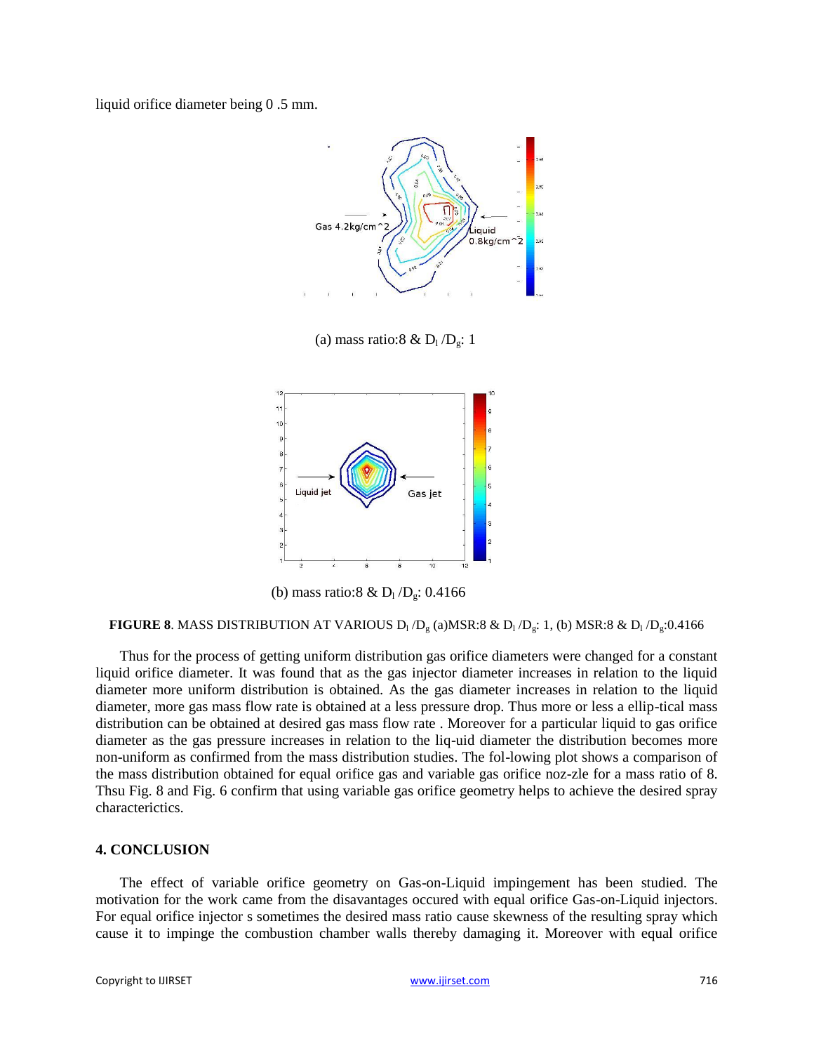liquid orifice diameter being 0 .5 mm.

(a) mass ratio:8 & $D_l/D_g$: 1

(b) mass ratio:8 & $D_l/D_g$: 0.4166

**FIGURE 8**. MASS DISTRIBUTION AT VARIOUS $D_l/D_g$ (a)MSR:8 & $D_l/D_g$: 1, (b) MSR:8 & $D_l/D_g$:0.4166

Thus for the process of getting uniform distribution gas orifice diameters were changed for a constant liquid orifice diameter. It was found that as the gas injector diameter increases in relation to the liquid diameter more uniform distribution is obtained. As the gas diameter increases in relation to the liquid diameter, more gas mass flow rate is obtained at a less pressure drop. Thus more or less a ellip-tical mass distribution can be obtained at desired gas mass flow rate . Moreover for a particular liquid to gas orifice diameter as the gas pressure increases in relation to the liq-uid diameter the distribution becomes more non-uniform as confirmed from the mass distribution studies. The fol-lowing plot shows a comparison of the mass distribution obtained for equal orifice gas and variable gas orifice noz-zle for a mass ratio of 8. Thsu Fig. 8 and Fig. 6 confirm that using variable gas orifice geometry helps to achieve the desired spray characterictics.

## 4. CONCLUSION

The effect of variable orifice geometry on Gas-on-Liquid impingement has been studied. The motivation for the work came from the disavantages occured with equal orifice Gas-on-Liquid injectors. For equal orifice injector s sometimes the desired mass ratio cause skewness of the resulting spray which cause it to impinge the combustion chamber walls thereby damaging it. Moreover with equal orifice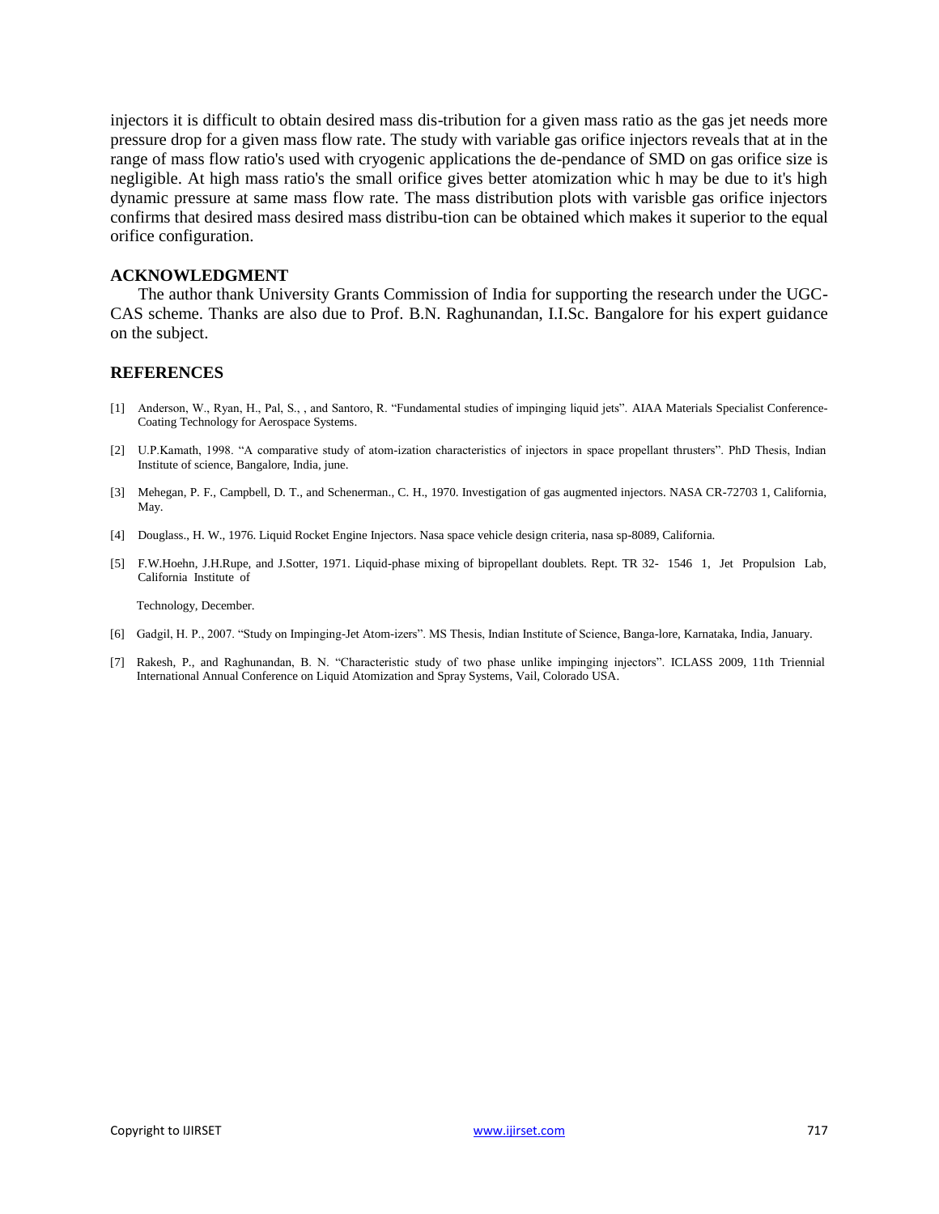injectors it is difficult to obtain desired mass dis-tribution for a given mass ratio as the gas jet needs more pressure drop for a given mass flow rate. The study with variable gas orifice injectors reveals that at in the range of mass flow ratio's used with cryogenic applications the de-pendance of SMD on gas orifice size is negligible. At high mass ratio's the small orifice gives better atomization whic h may be due to it's high dynamic pressure at same mass flow rate. The mass distribution plots with varisble gas orifice injectors confirms that desired mass desired mass distribu-tion can be obtained which makes it superior to the equal orifice configuration.

## ACKNOWLEDGMENT

The author thank University Grants Commission of India for supporting the research under the UGC-CAS scheme. Thanks are also due to Prof. B.N. Raghunandan, I.I.Sc. Bangalore for his expert guidance on the subject.

## REFERENCES

[1] Anderson, W., Ryan, H., Pal, S., , and Santoro, R. "Fundamental studies of impinging liquid jets". AIAA Materials Specialist Conference-Coating Technology for Aerospace Systems.

[2] U.P.Kamath, 1998. "A comparative study of atom-ization characteristics of injectors in space propellant thrusters". PhD Thesis, Indian Institute of science, Bangalore, India, june.

[3] Mehegan, P. F., Campbell, D. T., and Schenerman., C. H., 1970. Investigation of gas augmented injectors. NASA CR-72703 1, California, May.

[4] Douglass., H. W., 1976. Liquid Rocket Engine Injectors. Nasa space vehicle design criteria, nasa sp-8089, California.

[5] F.W.Hoehn, J.H.Rupe, and J.Sotter, 1971. Liquid-phase mixing of bipropellant doublets. Rept. TR 32- 1546 1, Jet Propulsion Lab, California Institute of Technology, December.

[6] Gadgil, H. P., 2007. "Study on Impinging-Jet Atom-izers". MS Thesis, Indian Institute of Science, Banga-lore, Karnataka, India, January.

[7] Rakesh, P., and Raghunandan, B. N. "Characteristic study of two phase unlike impinging injectors". ICLASS 2009, 11th Triennial International Annual Conference on Liquid Atomization and Spray Systems, Vail, Colorado USA.